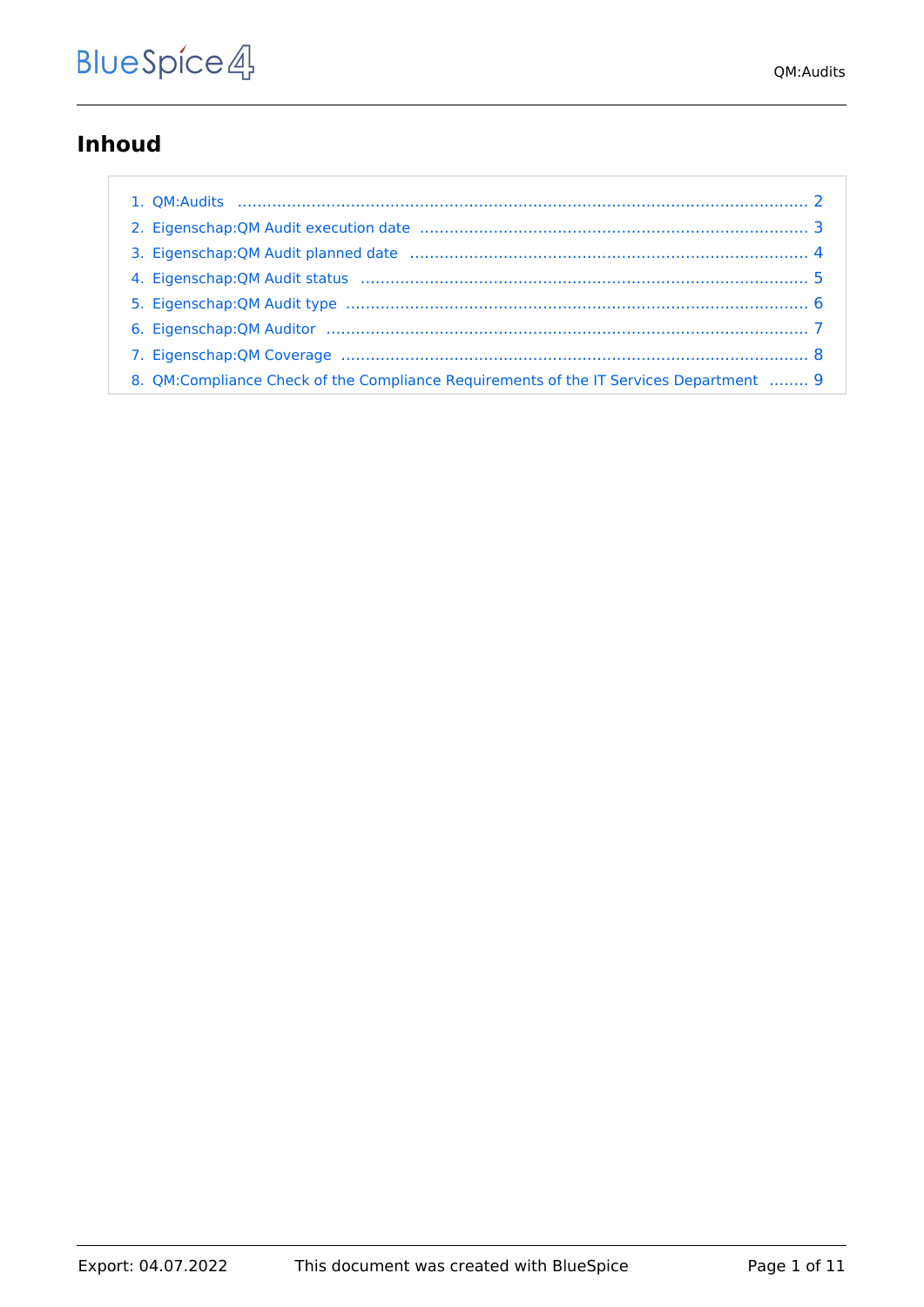# Inhoud

1. QM:Audits .......... 2
2. Eigenschap:QM Audit execution date .......... 3
3. Eigenschap:QM Audit planned date .......... 4
4. Eigenschap:QM Audit status .......... 5
5. Eigenschap:QM Audit type .......... 6
6. Eigenschap:QM Auditor .......... 7
7. Eigenschap:QM Coverage .......... 8
8. QM:Compliance Check of the Compliance Requirements of the IT Services Department .......... 9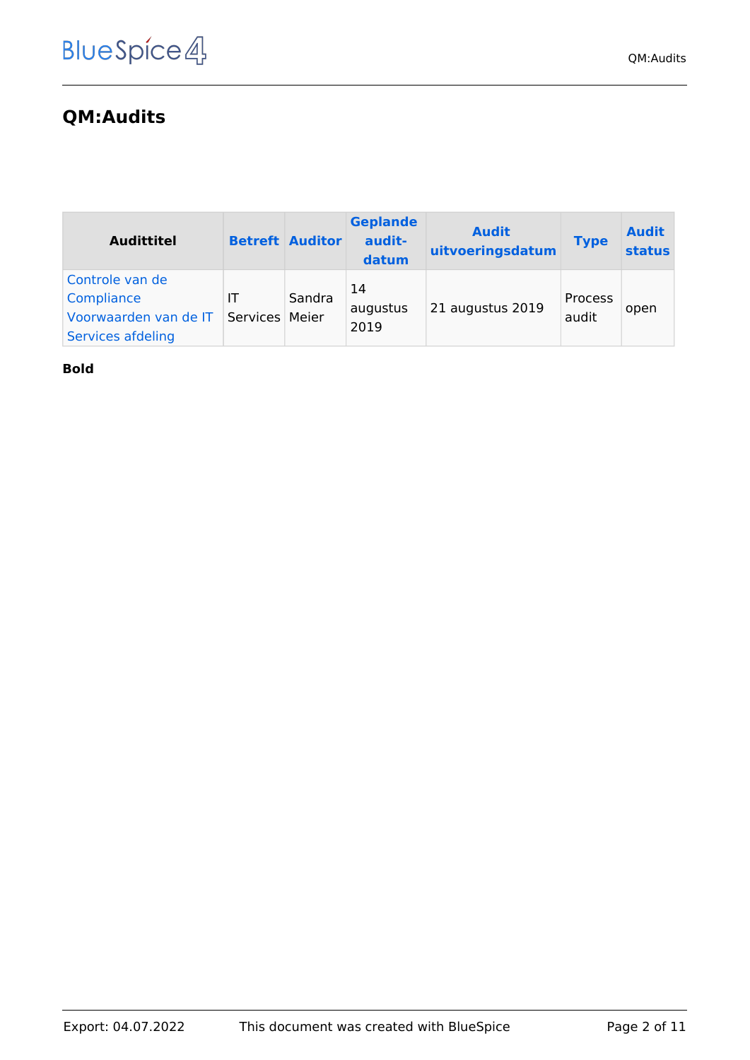# QM:Audits

| Audittitel | Betreft | Auditor | Geplande audit-datum | Audit uitvoeringsdatum | Type | Audit status |
|---|---|---|---|---|---|---|
| Controle van de Compliance Voorwaarden van de IT Services afdeling | IT Services | Sandra Meier | 14 augustus 2019 | 21 augustus 2019 | Process audit | open |

**Bold**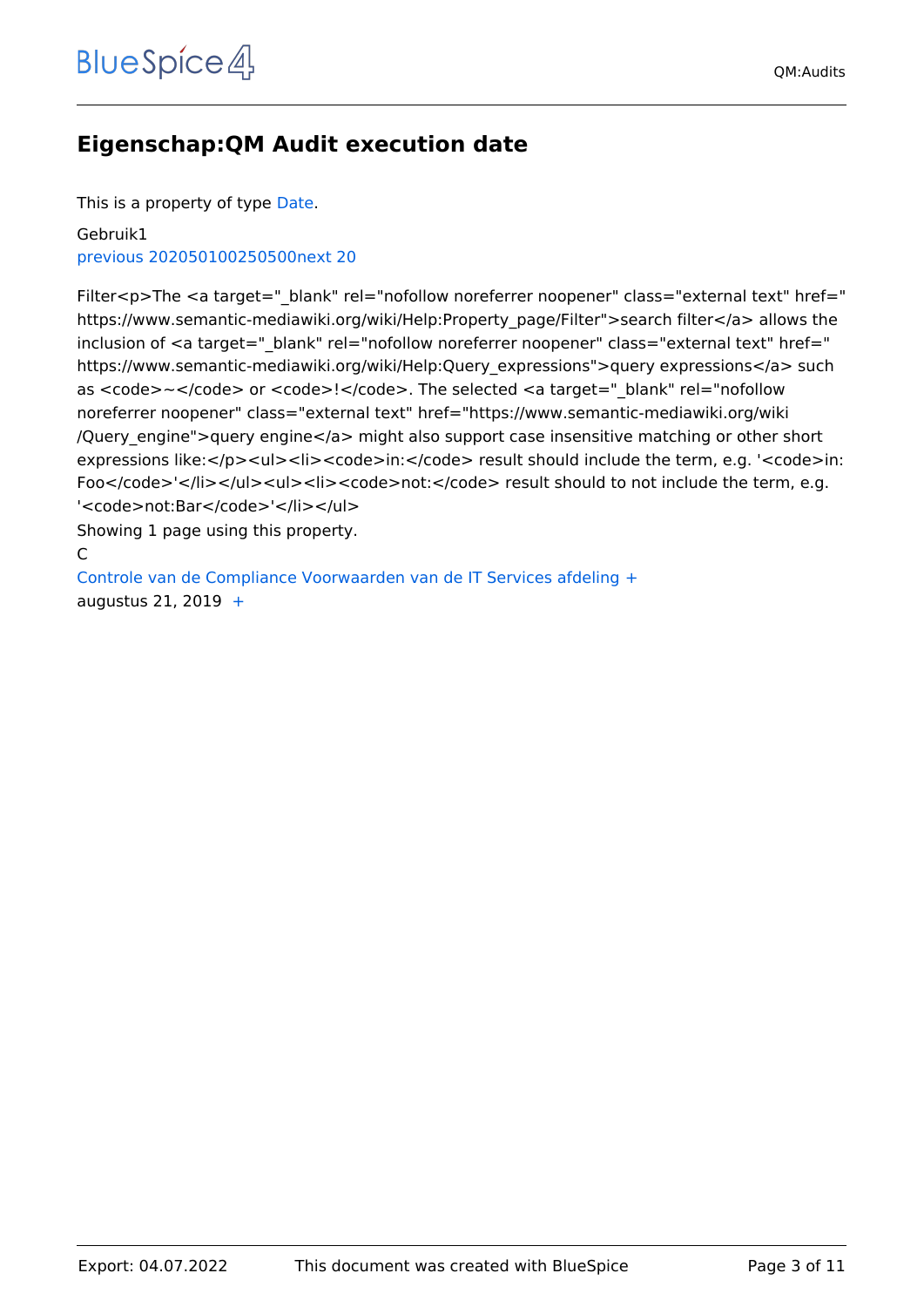## Eigenschap:QM Audit execution date

This is a property of type Date.

Gebruik1
previous 202050100250500next 20

Filter<p>The <a target="_blank" rel="nofollow noreferrer noopener" class="external text" href="https://www.semantic-mediawiki.org/wiki/Help:Property_page/Filter">search filter</a> allows the inclusion of <a target="_blank" rel="nofollow noreferrer noopener" class="external text" href="https://www.semantic-mediawiki.org/wiki/Help:Query_expressions">query expressions</a> such as <code>~</code> or <code>!</code>. The selected <a target="_blank" rel="nofollow noreferrer noopener" class="external text" href="https://www.semantic-mediawiki.org/wiki/Query_engine">query engine</a> might also support case insensitive matching or other short expressions like:</p><ul><li><code>in:</code> result should include the term, e.g. '<code>in:Foo</code>'</li></ul><ul><li><code>not:</code> result should to not include the term, e.g. '<code>not:Bar</code>'</li></ul>
Showing 1 page using this property.

C

Controle van de Compliance Voorwaarden van de IT Services afdeling +
augustus 21, 2019 +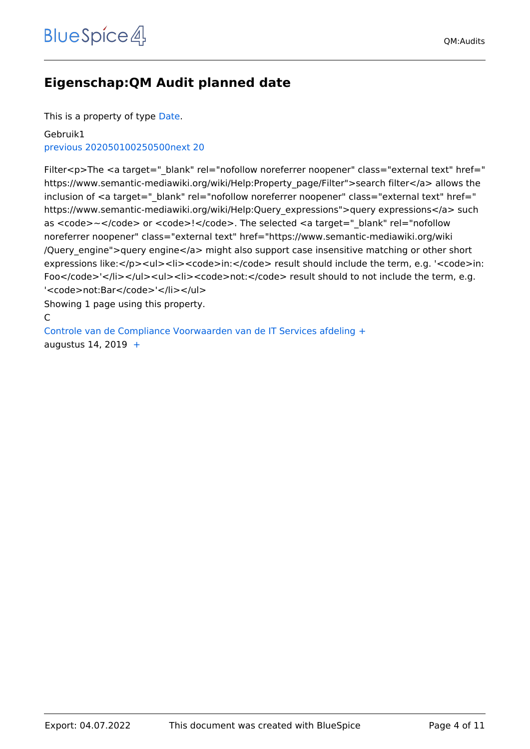# Eigenschap:QM Audit planned date

This is a property of type Date.

Gebruik1
previous 202050100250500next 20

Filter<p>The <a target="_blank" rel="nofollow noreferrer noopener" class="external text" href="https://www.semantic-mediawiki.org/wiki/Help:Property_page/Filter">search filter</a> allows the inclusion of <a target="_blank" rel="nofollow noreferrer noopener" class="external text" href="https://www.semantic-mediawiki.org/wiki/Help:Query_expressions">query expressions</a> such as <code>~</code> or <code>!</code>. The selected <a target="_blank" rel="nofollow noreferrer noopener" class="external text" href="https://www.semantic-mediawiki.org/wiki/Query_engine">query engine</a> might also support case insensitive matching or other short expressions like:</p><ul><li><code>in:</code> result should include the term, e.g. '<code>in:Foo</code>'</li></ul><ul><li><code>not:</code> result should to not include the term, e.g. '<code>not:Bar</code>'</li></ul>
Showing 1 page using this property.
C
Controle van de Compliance Voorwaarden van de IT Services afdeling +
augustus 14, 2019 +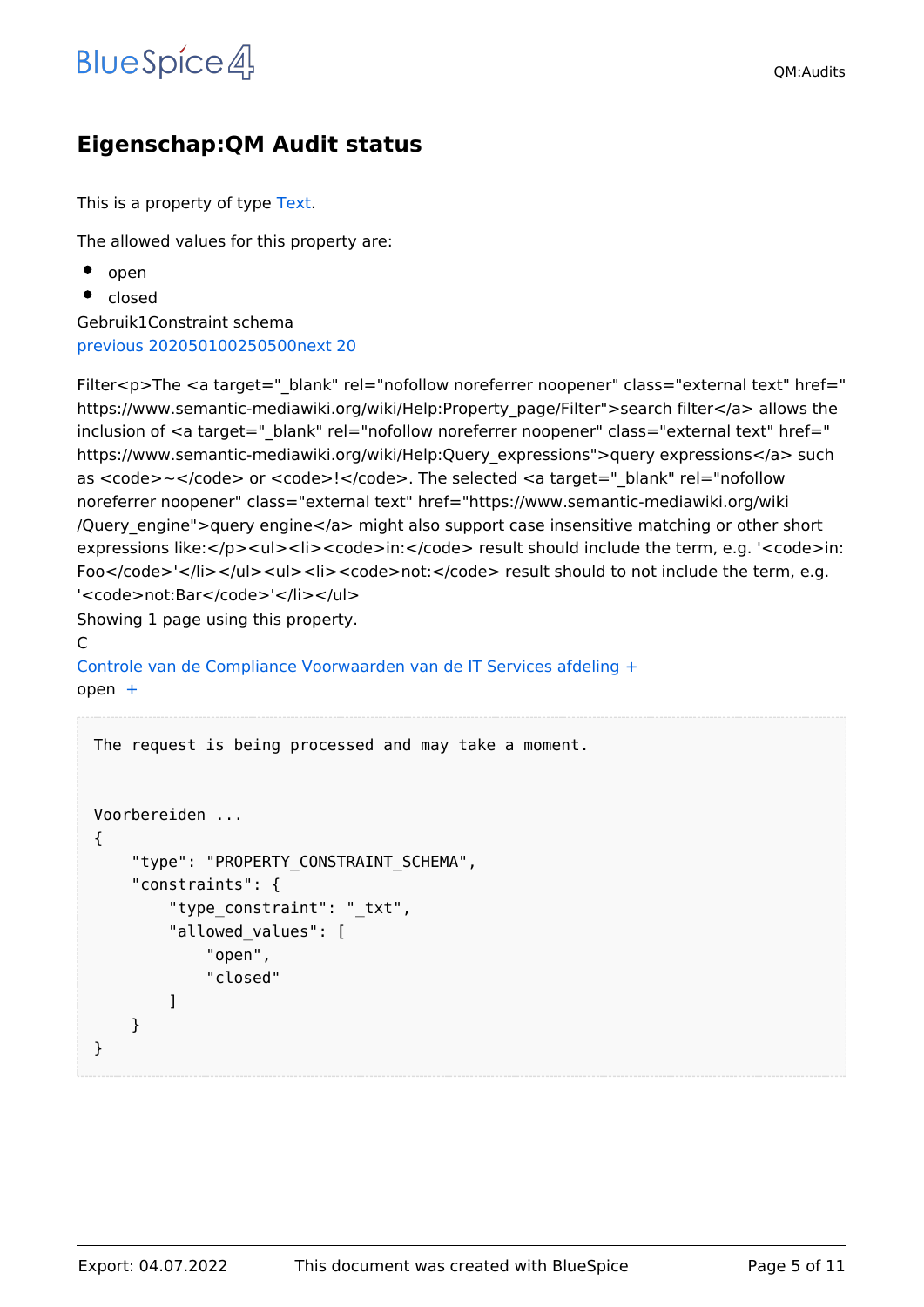## Eigenschap:QM Audit status

This is a property of type Text.

The allowed values for this property are:

- open
- closed

Gebruik1Constraint schema

previous 202050100250500next 20

Filter<p>The <a target="_blank" rel="nofollow noreferrer noopener" class="external text" href="https://www.semantic-mediawiki.org/wiki/Help:Property_page/Filter">search filter</a> allows the inclusion of <a target="_blank" rel="nofollow noreferrer noopener" class="external text" href="https://www.semantic-mediawiki.org/wiki/Help:Query_expressions">query expressions</a> such as <code>~</code> or <code>!</code>. The selected <a target="_blank" rel="nofollow noreferrer noopener" class="external text" href="https://www.semantic-mediawiki.org/wiki/Query_engine">query engine</a> might also support case insensitive matching or other short expressions like:</p><ul><li><code>in:</code> result should include the term, e.g. '<code>in:Foo</code>'</li></ul><ul><li><code>not:</code> result should to not include the term, e.g. '<code>not:Bar</code>'</li></ul>

Showing 1 page using this property.

C

Controle van de Compliance Voorwaarden van de IT Services afdeling +

open +

```
The request is being processed and may take a moment.


Voorbereiden ...
{
    "type": "PROPERTY_CONSTRAINT_SCHEMA",
    "constraints": {
        "type_constraint": "_txt",
        "allowed_values": [
            "open",
            "closed"
        ]
    }
}
```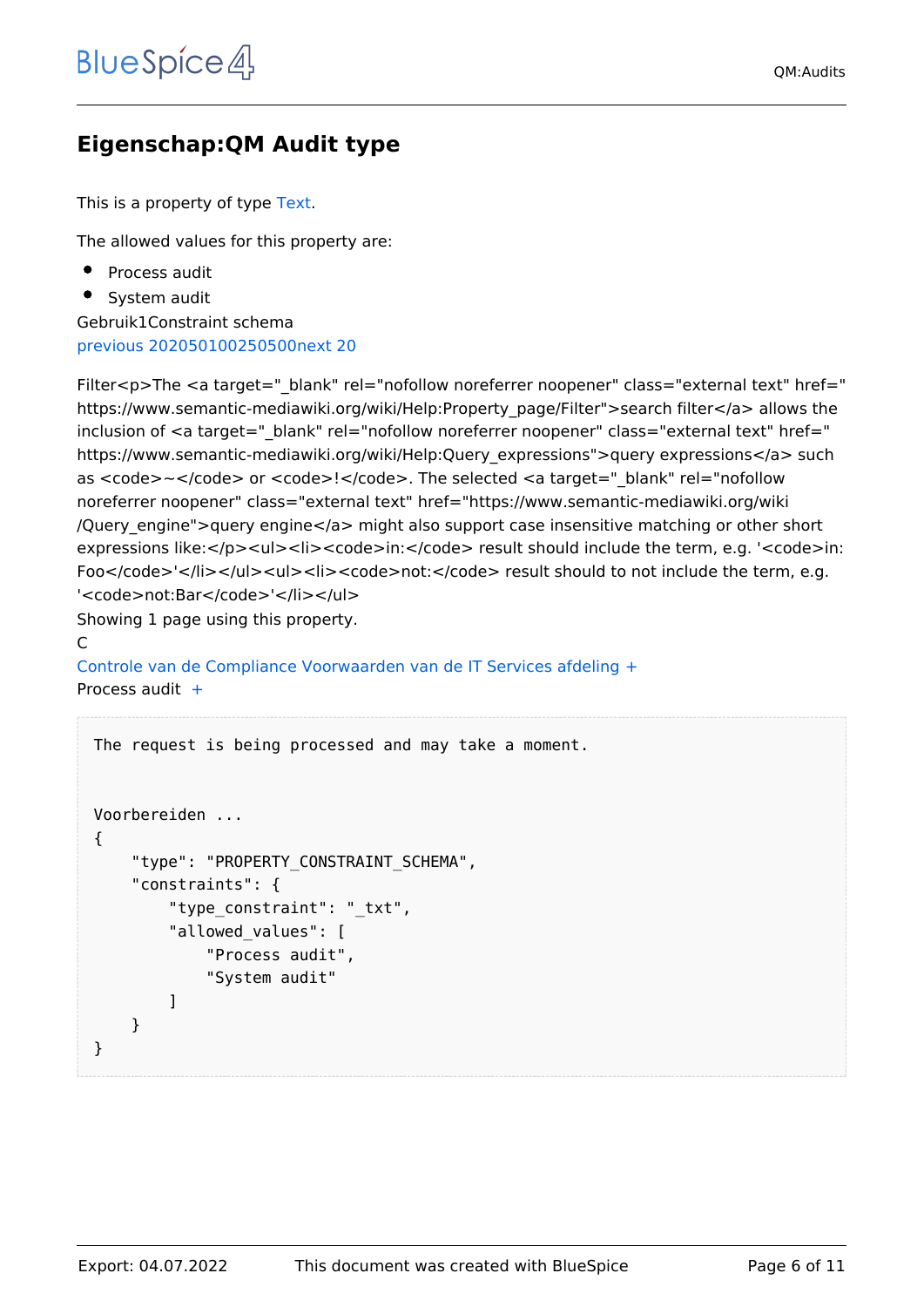# Eigenschap:QM Audit type

This is a property of type Text.

The allowed values for this property are:

- Process audit
- System audit

Gebruik1Constraint schema

previous 202050100250500next 20

Filter<p>The <a target="_blank" rel="nofollow noreferrer noopener" class="external text" href="https://www.semantic-mediawiki.org/wiki/Help:Property_page/Filter">search filter</a> allows the inclusion of <a target="_blank" rel="nofollow noreferrer noopener" class="external text" href="https://www.semantic-mediawiki.org/wiki/Help:Query_expressions">query expressions</a> such as <code>~</code> or <code>!</code>. The selected <a target="_blank" rel="nofollow noreferrer noopener" class="external text" href="https://www.semantic-mediawiki.org/wiki/Query_engine">query engine</a> might also support case insensitive matching or other short expressions like:</p><ul><li><code>in:</code> result should include the term, e.g. '<code>in:Foo</code>'</li></ul><ul><li><code>not:</code> result should to not include the term, e.g. '<code>not:Bar</code>'</li></ul>

Showing 1 page using this property.

C

Controle van de Compliance Voorwaarden van de IT Services afdeling +

Process audit +

```
The request is being processed and may take a moment.


Voorbereiden ...
{
    "type": "PROPERTY_CONSTRAINT_SCHEMA",
    "constraints": {
        "type_constraint": "_txt",
        "allowed_values": [
            "Process audit",
            "System audit"
        ]
    }
}
```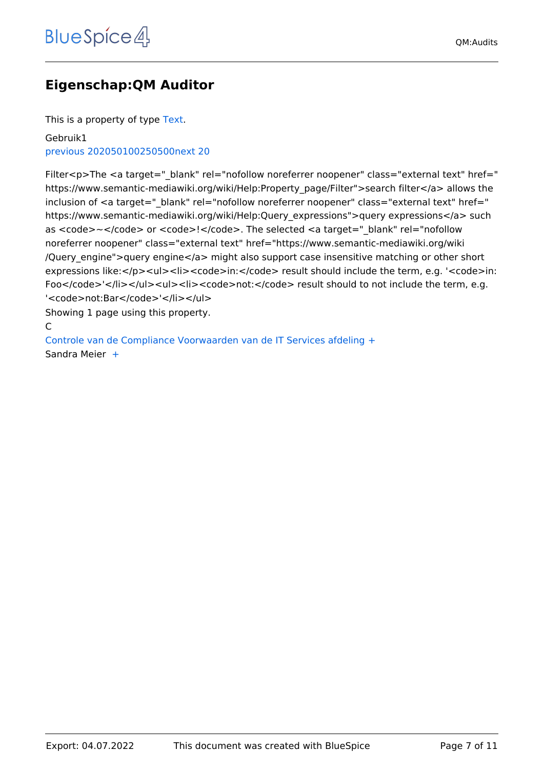## Eigenschap:QM Auditor

This is a property of type Text.

Gebruik1
previous 202050100250500next 20

Filter<p>The <a target="_blank" rel="nofollow noreferrer noopener" class="external text" href="https://www.semantic-mediawiki.org/wiki/Help:Property_page/Filter">search filter</a> allows the inclusion of <a target="_blank" rel="nofollow noreferrer noopener" class="external text" href="https://www.semantic-mediawiki.org/wiki/Help:Query_expressions">query expressions</a> such as <code>~</code> or <code>!</code>. The selected <a target="_blank" rel="nofollow noreferrer noopener" class="external text" href="https://www.semantic-mediawiki.org/wiki/Query_engine">query engine</a> might also support case insensitive matching or other short expressions like:</p><ul><li><code>in:</code> result should include the term, e.g. '<code>in:Foo</code>'</li></ul><ul><li><code>not:</code> result should to not include the term, e.g. '<code>not:Bar</code>'</li></ul>
Showing 1 page using this property.

C

Controle van de Compliance Voorwaarden van de IT Services afdeling +
Sandra Meier +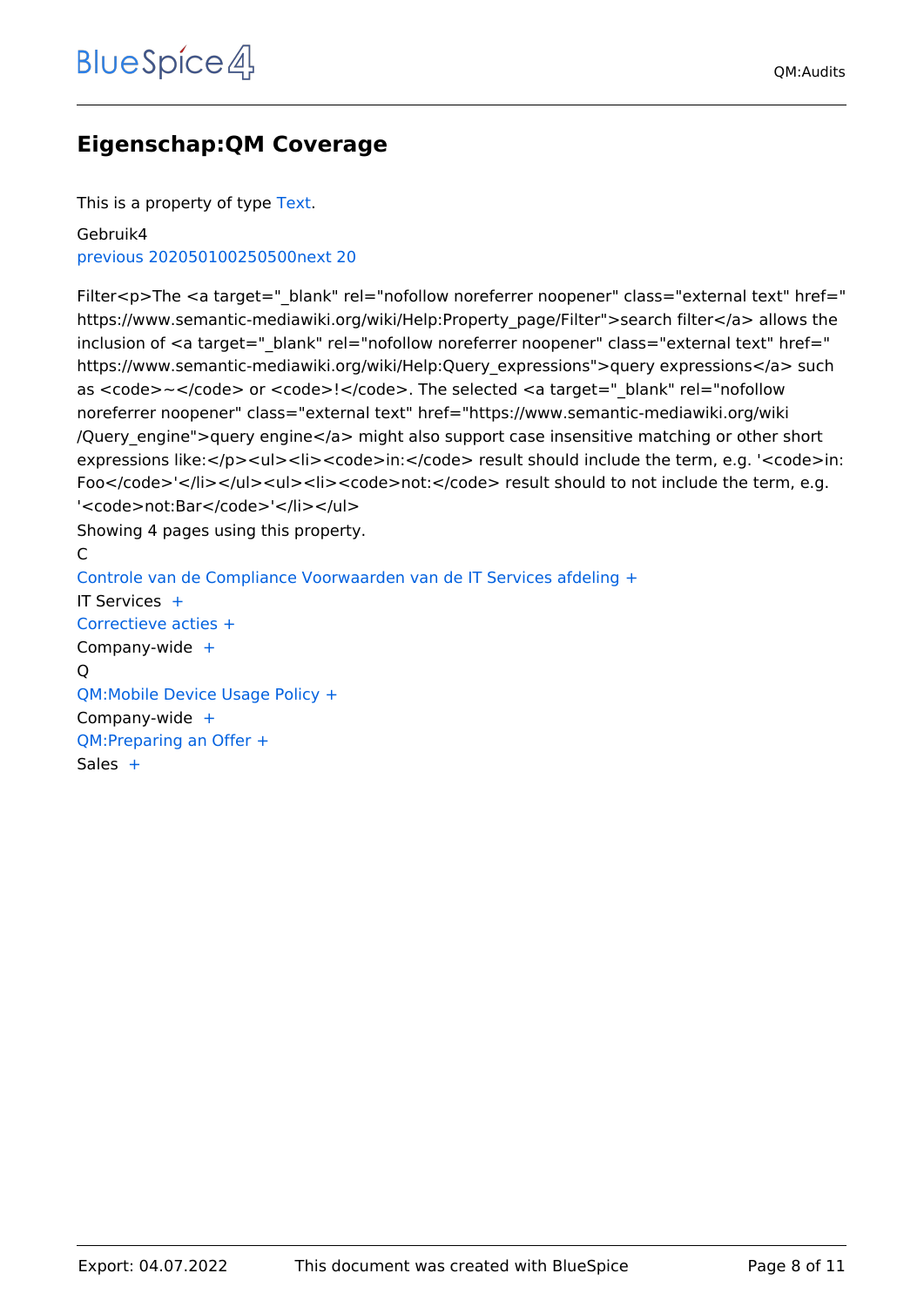# Eigenschap:QM Coverage

This is a property of type Text.

Gebruik4
previous 202050100250500next 20

Filter<p>The <a target="_blank" rel="nofollow noreferrer noopener" class="external text" href="https://www.semantic-mediawiki.org/wiki/Help:Property_page/Filter">search filter</a> allows the inclusion of <a target="_blank" rel="nofollow noreferrer noopener" class="external text" href="https://www.semantic-mediawiki.org/wiki/Help:Query_expressions">query expressions</a> such as <code>~</code> or <code>!</code>. The selected <a target="_blank" rel="nofollow noreferrer noopener" class="external text" href="https://www.semantic-mediawiki.org/wiki/Query_engine">query engine</a> might also support case insensitive matching or other short expressions like:</p><ul><li><code>in:</code> result should include the term, e.g. '<code>in:Foo</code>'</li></ul><ul><li><code>not:</code> result should to not include the term, e.g. '<code>not:Bar</code>'</li></ul>
Showing 4 pages using this property.

C

Controle van de Compliance Voorwaarden van de IT Services afdeling +
IT Services +
Correctieve acties +
Company-wide +

Q

QM:Mobile Device Usage Policy +
Company-wide +
QM:Preparing an Offer +
Sales +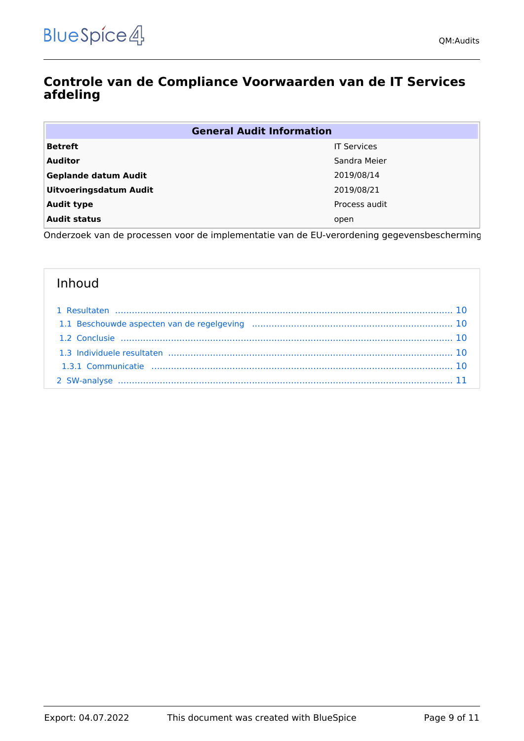# Controle van de Compliance Voorwaarden van de IT Services afdeling

| General Audit Information | |
|---|---|
| **Betreft** | IT Services |
| **Auditor** | Sandra Meier |
| **Geplande datum Audit** | 2019/08/14 |
| **Uitvoeringsdatum Audit** | 2019/08/21 |
| **Audit type** | Process audit |
| **Audit status** | open |

Onderzoek van de processen voor de implementatie van de EU-verordening gegevensbescherming

## Inhoud

- 1 Resultaten ..... 10
  - 1.1 Beschouwde aspecten van de regelgeving ..... 10
  - 1.2 Conclusie ..... 10
  - 1.3 Individuele resultaten ..... 10
    - 1.3.1 Communicatie ..... 10
- 2 SW-analyse ..... 11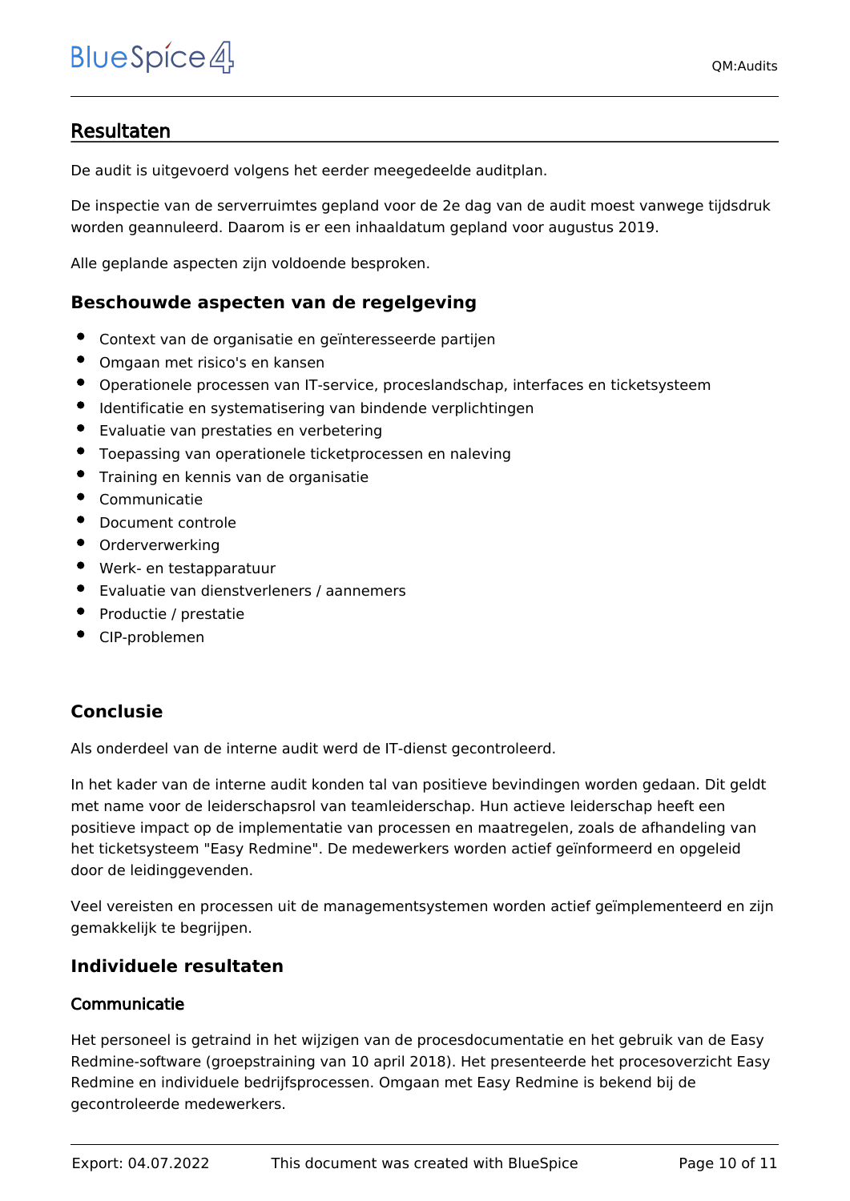## Resultaten

De audit is uitgevoerd volgens het eerder meegedeelde auditplan.

De inspectie van de serverruimtes gepland voor de 2e dag van de audit moest vanwege tijdsdruk worden geannuleerd. Daarom is er een inhaaldatum gepland voor augustus 2019.

Alle geplande aspecten zijn voldoende besproken.

### Beschouwde aspecten van de regelgeving

- Context van de organisatie en geïnteresseerde partijen
- Omgaan met risico's en kansen
- Operationele processen van IT-service, proceslandschap, interfaces en ticketsysteem
- Identificatie en systematisering van bindende verplichtingen
- Evaluatie van prestaties en verbetering
- Toepassing van operationele ticketprocessen en naleving
- Training en kennis van de organisatie
- Communicatie
- Document controle
- Orderverwerking
- Werk- en testapparatuur
- Evaluatie van dienstverleners / aannemers
- Productie / prestatie
- CIP-problemen

### Conclusie

Als onderdeel van de interne audit werd de IT-dienst gecontroleerd.

In het kader van de interne audit konden tal van positieve bevindingen worden gedaan. Dit geldt met name voor de leiderschapsrol van teamleiderschap. Hun actieve leiderschap heeft een positieve impact op de implementatie van processen en maatregelen, zoals de afhandeling van het ticketsysteem "Easy Redmine". De medewerkers worden actief geïnformeerd en opgeleid door de leidinggevenden.

Veel vereisten en processen uit de managementsystemen worden actief geïmplementeerd en zijn gemakkelijk te begrijpen.

### Individuele resultaten

#### Communicatie

Het personeel is getraind in het wijzigen van de procesdocumentatie en het gebruik van de Easy Redmine-software (groepstraining van 10 april 2018). Het presenteerde het procesoverzicht Easy Redmine en individuele bedrijfsprocessen. Omgaan met Easy Redmine is bekend bij de gecontroleerde medewerkers.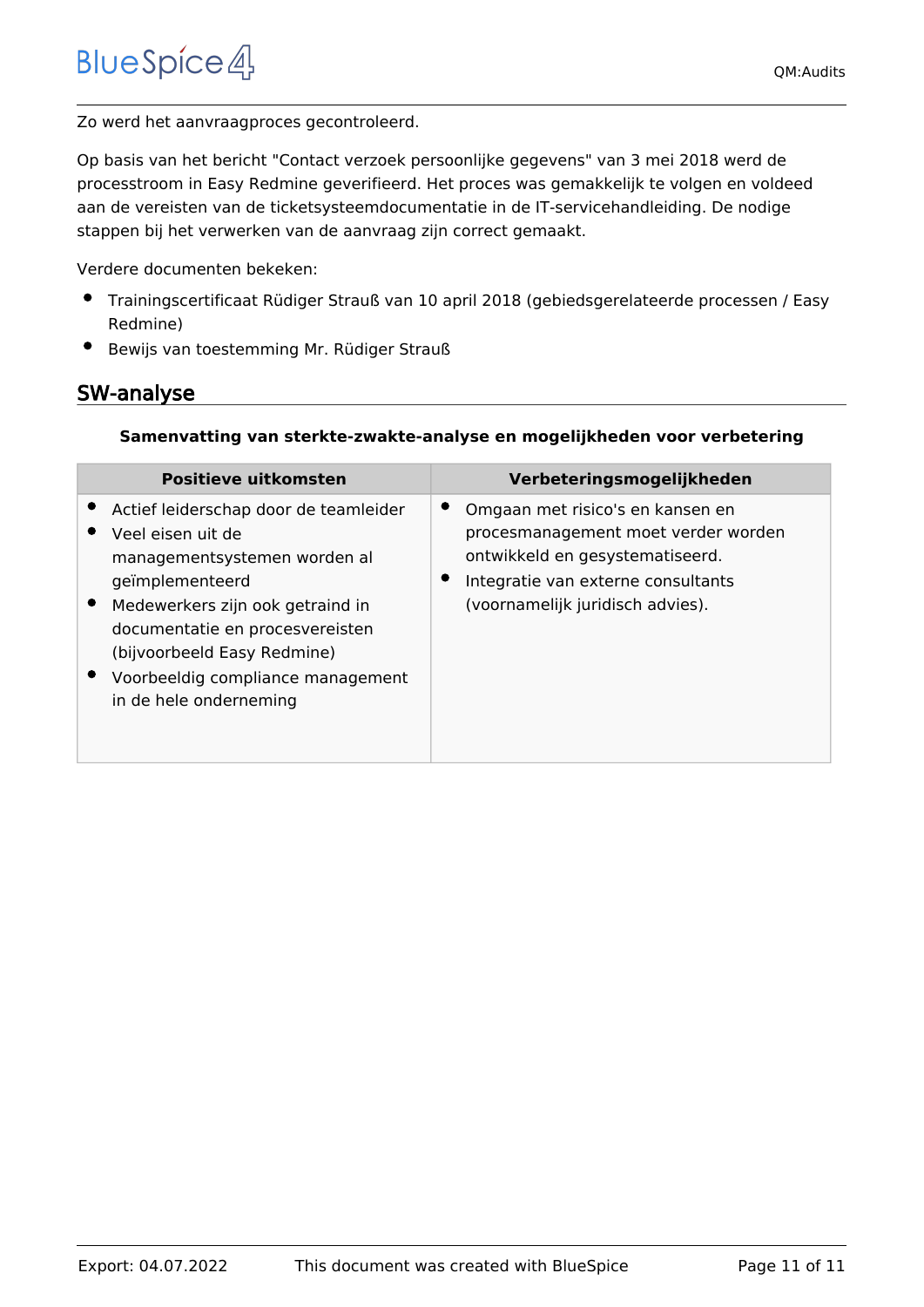Zo werd het aanvraagproces gecontroleerd.

Op basis van het bericht "Contact verzoek persoonlijke gegevens" van 3 mei 2018 werd de processtroom in Easy Redmine geverifieerd. Het proces was gemakkelijk te volgen en voldeed aan de vereisten van de ticketsysteemdocumentatie in de IT-servicehandleiding. De nodige stappen bij het verwerken van de aanvraag zijn correct gemaakt.

Verdere documenten bekeken:

- Trainingscertificaat Rüdiger Strauß van 10 april 2018 (gebiedsgerelateerde processen / Easy Redmine)
- Bewijs van toestemming Mr. Rüdiger Strauß

## SW-analyse

**Samenvatting van sterkte-zwakte-analyse en mogelijkheden voor verbetering**

| Positieve uitkomsten | Verbeteringsmogelijkheden |
|---|---|
| • Actief leiderschap door de teamleider<br>• Veel eisen uit de managementsystemen worden al geïmplementeerd<br>• Medewerkers zijn ook getraind in documentatie en procesvereisten (bijvoorbeeld Easy Redmine)<br>• Voorbeeldig compliance management in de hele onderneming | • Omgaan met risico's en kansen en procesmanagement moet verder worden ontwikkeld en gesystematiseerd.<br>• Integratie van externe consultants (voornamelijk juridisch advies). |